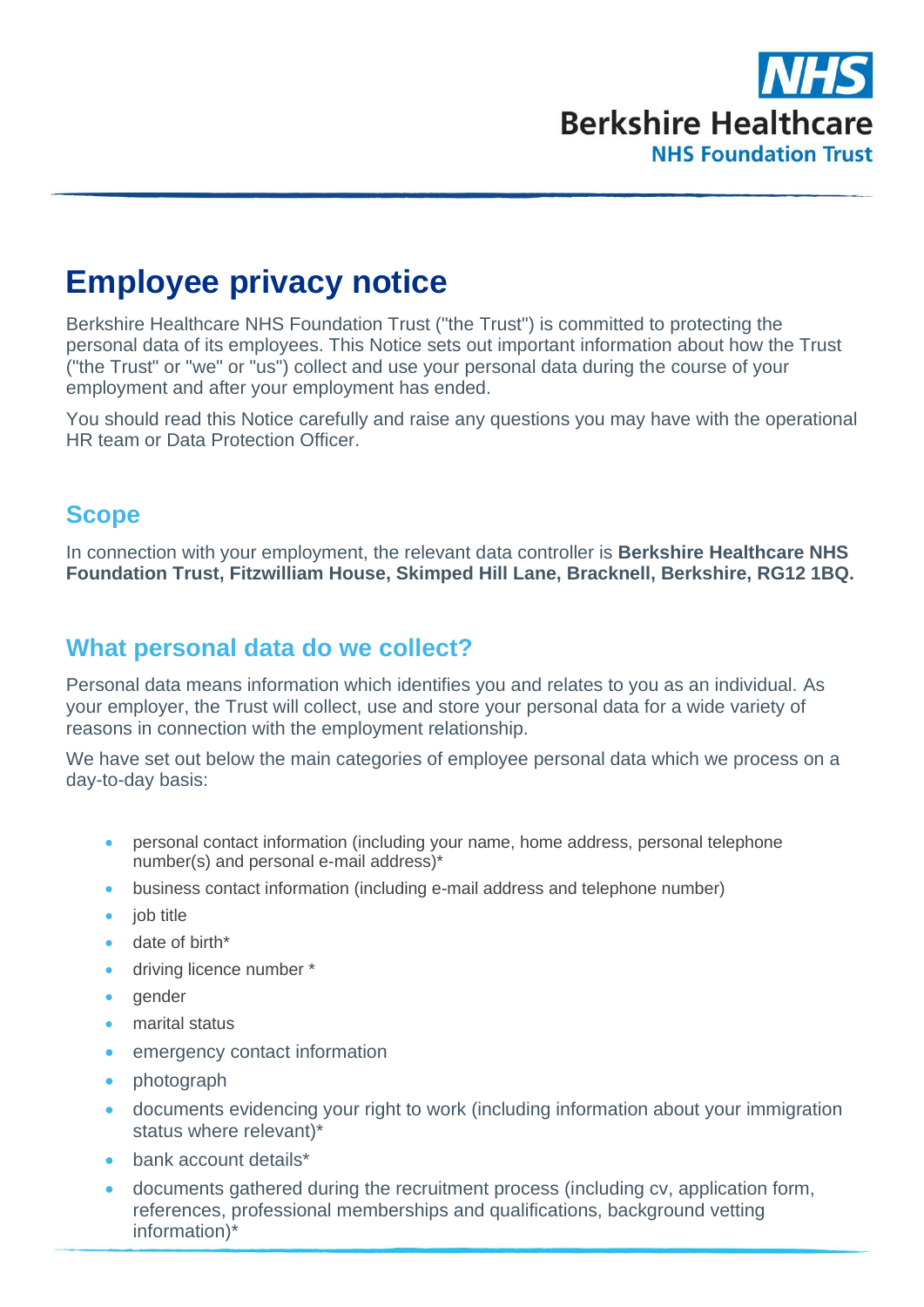# Employee privacy notice

Berkshire Healthcare NHS Foundation Trust ("the Trust") is committed to protecting the personal data of its employees. This Notice sets out important information about how the Trust ("the Trust" or "we" or "us") collect and use your personal data during the course of your employment and after your employment has ended.

You should read this Notice carefully and raise any questions you may have with the operational HR team or Data Protection Officer.

## Scope

In connection with your employment, the relevant data controller is **Berkshire Healthcare NHS Foundation Trust, Fitzwilliam House, Skimped Hill Lane, Bracknell, Berkshire, RG12 1BQ.**

## What personal data do we collect?

Personal data means information which identifies you and relates to you as an individual. As your employer, the Trust will collect, use and store your personal data for a wide variety of reasons in connection with the employment relationship.

We have set out below the main categories of employee personal data which we process on a day-to-day basis:

- personal contact information (including your name, home address, personal telephone number(s) and personal e-mail address)*
- business contact information (including e-mail address and telephone number)
- job title
- date of birth*
- driving licence number *
- gender
- marital status
- emergency contact information
- photograph
- documents evidencing your right to work (including information about your immigration status where relevant)*
- bank account details*
- documents gathered during the recruitment process (including cv, application form, references, professional memberships and qualifications, background vetting information)*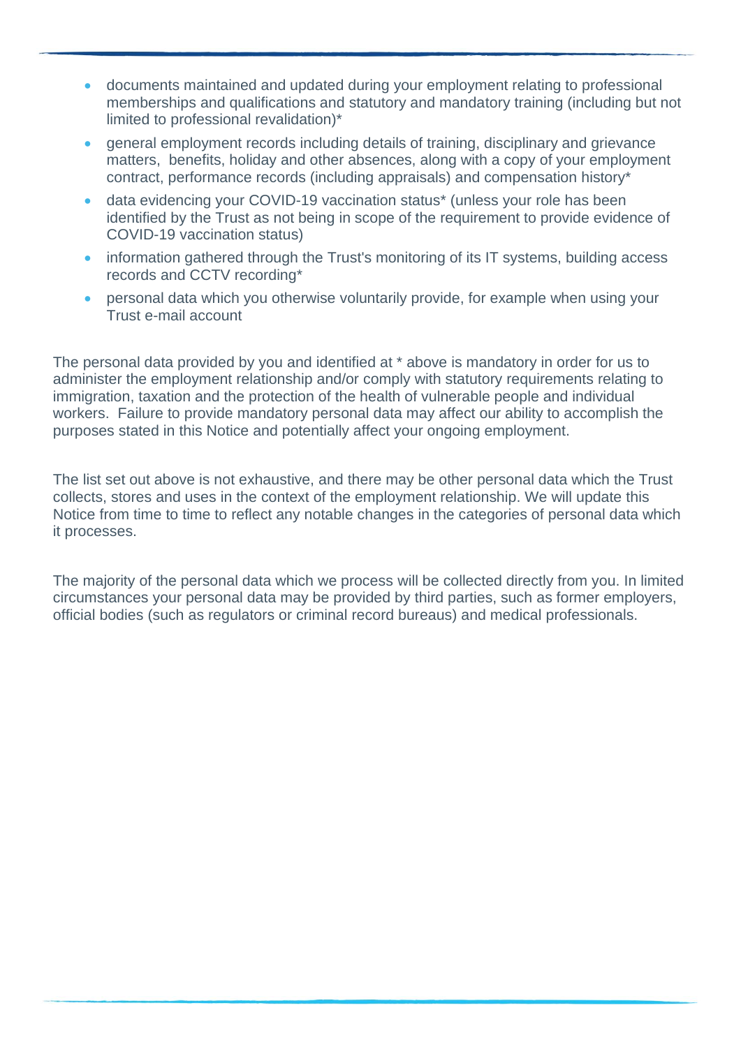- documents maintained and updated during your employment relating to professional memberships and qualifications and statutory and mandatory training (including but not limited to professional revalidation)*
- general employment records including details of training, disciplinary and grievance matters, benefits, holiday and other absences, along with a copy of your employment contract, performance records (including appraisals) and compensation history*
- data evidencing your COVID-19 vaccination status* (unless your role has been identified by the Trust as not being in scope of the requirement to provide evidence of COVID-19 vaccination status)
- information gathered through the Trust's monitoring of its IT systems, building access records and CCTV recording*
- personal data which you otherwise voluntarily provide, for example when using your Trust e-mail account

The personal data provided by you and identified at * above is mandatory in order for us to administer the employment relationship and/or comply with statutory requirements relating to immigration, taxation and the protection of the health of vulnerable people and individual workers. Failure to provide mandatory personal data may affect our ability to accomplish the purposes stated in this Notice and potentially affect your ongoing employment.

The list set out above is not exhaustive, and there may be other personal data which the Trust collects, stores and uses in the context of the employment relationship. We will update this Notice from time to time to reflect any notable changes in the categories of personal data which it processes.

The majority of the personal data which we process will be collected directly from you. In limited circumstances your personal data may be provided by third parties, such as former employers, official bodies (such as regulators or criminal record bureaus) and medical professionals.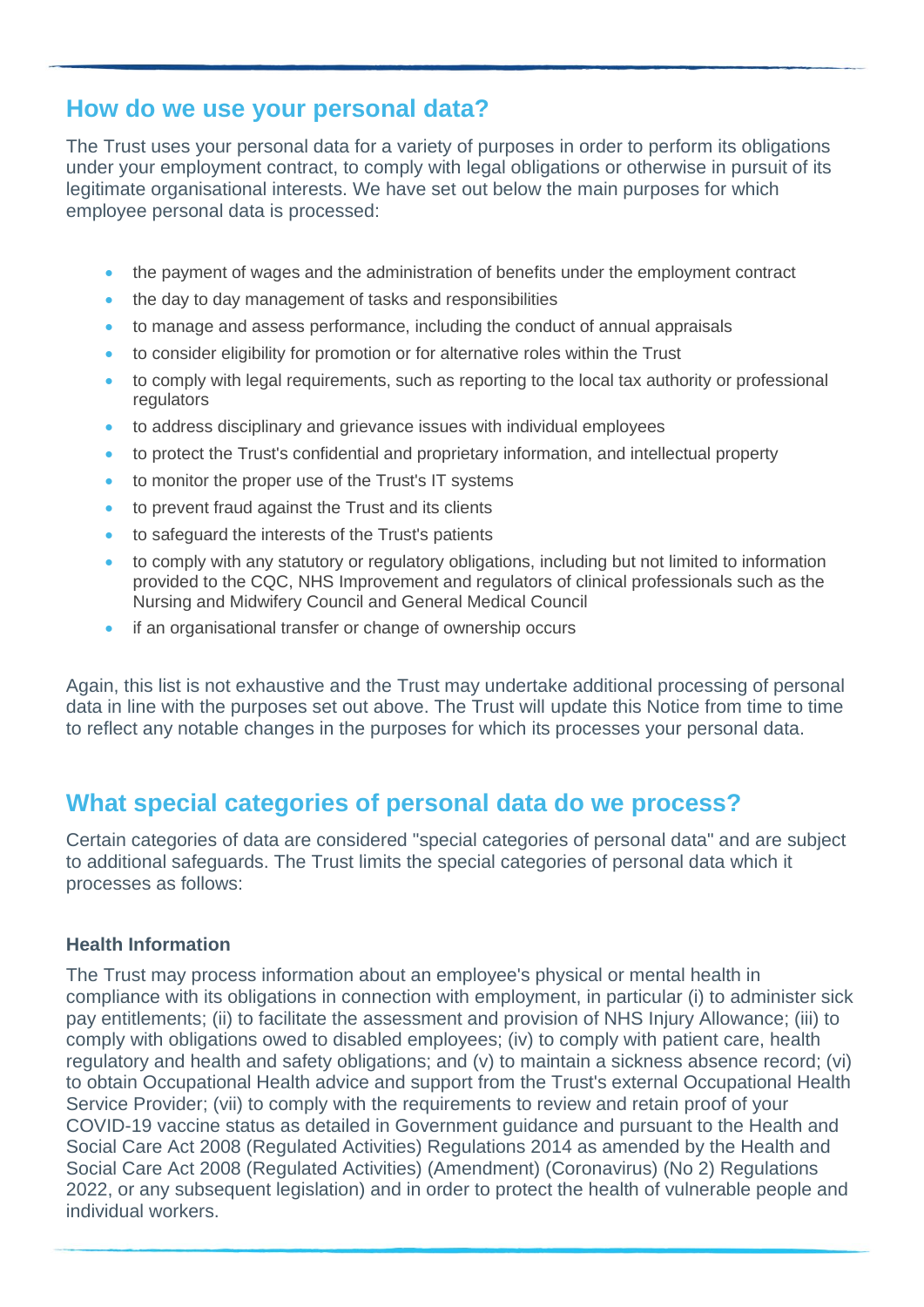## How do we use your personal data?

The Trust uses your personal data for a variety of purposes in order to perform its obligations under your employment contract, to comply with legal obligations or otherwise in pursuit of its legitimate organisational interests. We have set out below the main purposes for which employee personal data is processed:

- the payment of wages and the administration of benefits under the employment contract
- the day to day management of tasks and responsibilities
- to manage and assess performance, including the conduct of annual appraisals
- to consider eligibility for promotion or for alternative roles within the Trust
- to comply with legal requirements, such as reporting to the local tax authority or professional regulators
- to address disciplinary and grievance issues with individual employees
- to protect the Trust's confidential and proprietary information, and intellectual property
- to monitor the proper use of the Trust's IT systems
- to prevent fraud against the Trust and its clients
- to safeguard the interests of the Trust's patients
- to comply with any statutory or regulatory obligations, including but not limited to information provided to the CQC, NHS Improvement and regulators of clinical professionals such as the Nursing and Midwifery Council and General Medical Council
- if an organisational transfer or change of ownership occurs

Again, this list is not exhaustive and the Trust may undertake additional processing of personal data in line with the purposes set out above. The Trust will update this Notice from time to time to reflect any notable changes in the purposes for which its processes your personal data.

## What special categories of personal data do we process?

Certain categories of data are considered "special categories of personal data" and are subject to additional safeguards. The Trust limits the special categories of personal data which it processes as follows:

**Health Information**

The Trust may process information about an employee's physical or mental health in compliance with its obligations in connection with employment, in particular (i) to administer sick pay entitlements; (ii) to facilitate the assessment and provision of NHS Injury Allowance; (iii) to comply with obligations owed to disabled employees; (iv) to comply with patient care, health regulatory and health and safety obligations; and (v) to maintain a sickness absence record; (vi) to obtain Occupational Health advice and support from the Trust's external Occupational Health Service Provider; (vii) to comply with the requirements to review and retain proof of your COVID-19 vaccine status as detailed in Government guidance and pursuant to the Health and Social Care Act 2008 (Regulated Activities) Regulations 2014 as amended by the Health and Social Care Act 2008 (Regulated Activities) (Amendment) (Coronavirus) (No 2) Regulations 2022, or any subsequent legislation) and in order to protect the health of vulnerable people and individual workers.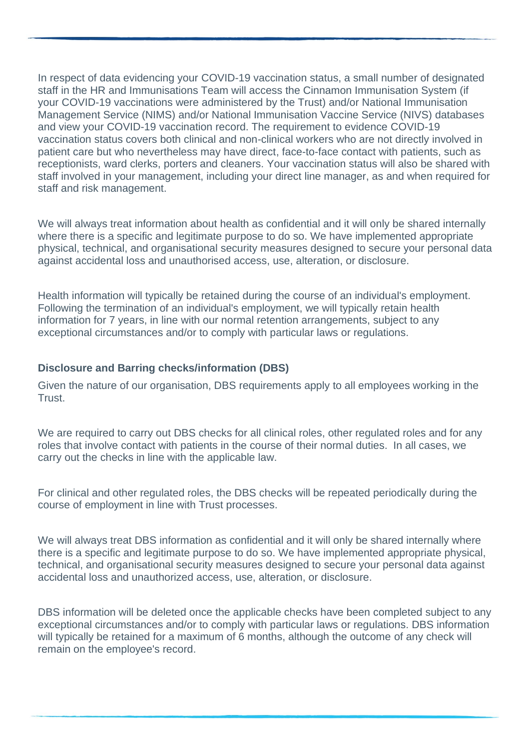In respect of data evidencing your COVID-19 vaccination status, a small number of designated staff in the HR and Immunisations Team will access the Cinnamon Immunisation System (if your COVID-19 vaccinations were administered by the Trust) and/or National Immunisation Management Service (NIMS) and/or National Immunisation Vaccine Service (NIVS) databases and view your COVID-19 vaccination record. The requirement to evidence COVID-19 vaccination status covers both clinical and non-clinical workers who are not directly involved in patient care but who nevertheless may have direct, face-to-face contact with patients, such as receptionists, ward clerks, porters and cleaners. Your vaccination status will also be shared with staff involved in your management, including your direct line manager, as and when required for staff and risk management.

We will always treat information about health as confidential and it will only be shared internally where there is a specific and legitimate purpose to do so. We have implemented appropriate physical, technical, and organisational security measures designed to secure your personal data against accidental loss and unauthorised access, use, alteration, or disclosure.

Health information will typically be retained during the course of an individual's employment. Following the termination of an individual's employment, we will typically retain health information for 7 years, in line with our normal retention arrangements, subject to any exceptional circumstances and/or to comply with particular laws or regulations.

**Disclosure and Barring checks/information (DBS)**

Given the nature of our organisation, DBS requirements apply to all employees working in the Trust.

We are required to carry out DBS checks for all clinical roles, other regulated roles and for any roles that involve contact with patients in the course of their normal duties. In all cases, we carry out the checks in line with the applicable law.

For clinical and other regulated roles, the DBS checks will be repeated periodically during the course of employment in line with Trust processes.

We will always treat DBS information as confidential and it will only be shared internally where there is a specific and legitimate purpose to do so. We have implemented appropriate physical, technical, and organisational security measures designed to secure your personal data against accidental loss and unauthorized access, use, alteration, or disclosure.

DBS information will be deleted once the applicable checks have been completed subject to any exceptional circumstances and/or to comply with particular laws or regulations. DBS information will typically be retained for a maximum of 6 months, although the outcome of any check will remain on the employee's record.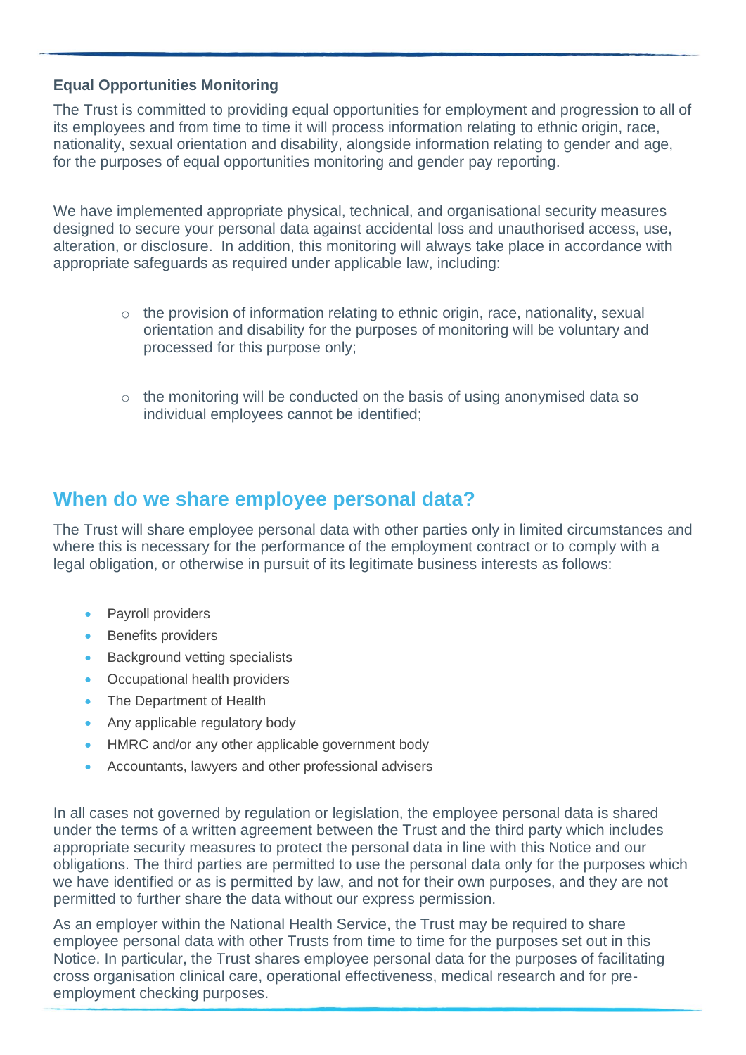**Equal Opportunities Monitoring**

The Trust is committed to providing equal opportunities for employment and progression to all of its employees and from time to time it will process information relating to ethnic origin, race, nationality, sexual orientation and disability, alongside information relating to gender and age, for the purposes of equal opportunities monitoring and gender pay reporting.

We have implemented appropriate physical, technical, and organisational security measures designed to secure your personal data against accidental loss and unauthorised access, use, alteration, or disclosure. In addition, this monitoring will always take place in accordance with appropriate safeguards as required under applicable law, including:

- the provision of information relating to ethnic origin, race, nationality, sexual orientation and disability for the purposes of monitoring will be voluntary and processed for this purpose only;
- the monitoring will be conducted on the basis of using anonymised data so individual employees cannot be identified;

## When do we share employee personal data?

The Trust will share employee personal data with other parties only in limited circumstances and where this is necessary for the performance of the employment contract or to comply with a legal obligation, or otherwise in pursuit of its legitimate business interests as follows:

- Payroll providers
- Benefits providers
- Background vetting specialists
- Occupational health providers
- The Department of Health
- Any applicable regulatory body
- HMRC and/or any other applicable government body
- Accountants, lawyers and other professional advisers

In all cases not governed by regulation or legislation, the employee personal data is shared under the terms of a written agreement between the Trust and the third party which includes appropriate security measures to protect the personal data in line with this Notice and our obligations. The third parties are permitted to use the personal data only for the purposes which we have identified or as is permitted by law, and not for their own purposes, and they are not permitted to further share the data without our express permission.

As an employer within the National Health Service, the Trust may be required to share employee personal data with other Trusts from time to time for the purposes set out in this Notice. In particular, the Trust shares employee personal data for the purposes of facilitating cross organisation clinical care, operational effectiveness, medical research and for pre-employment checking purposes.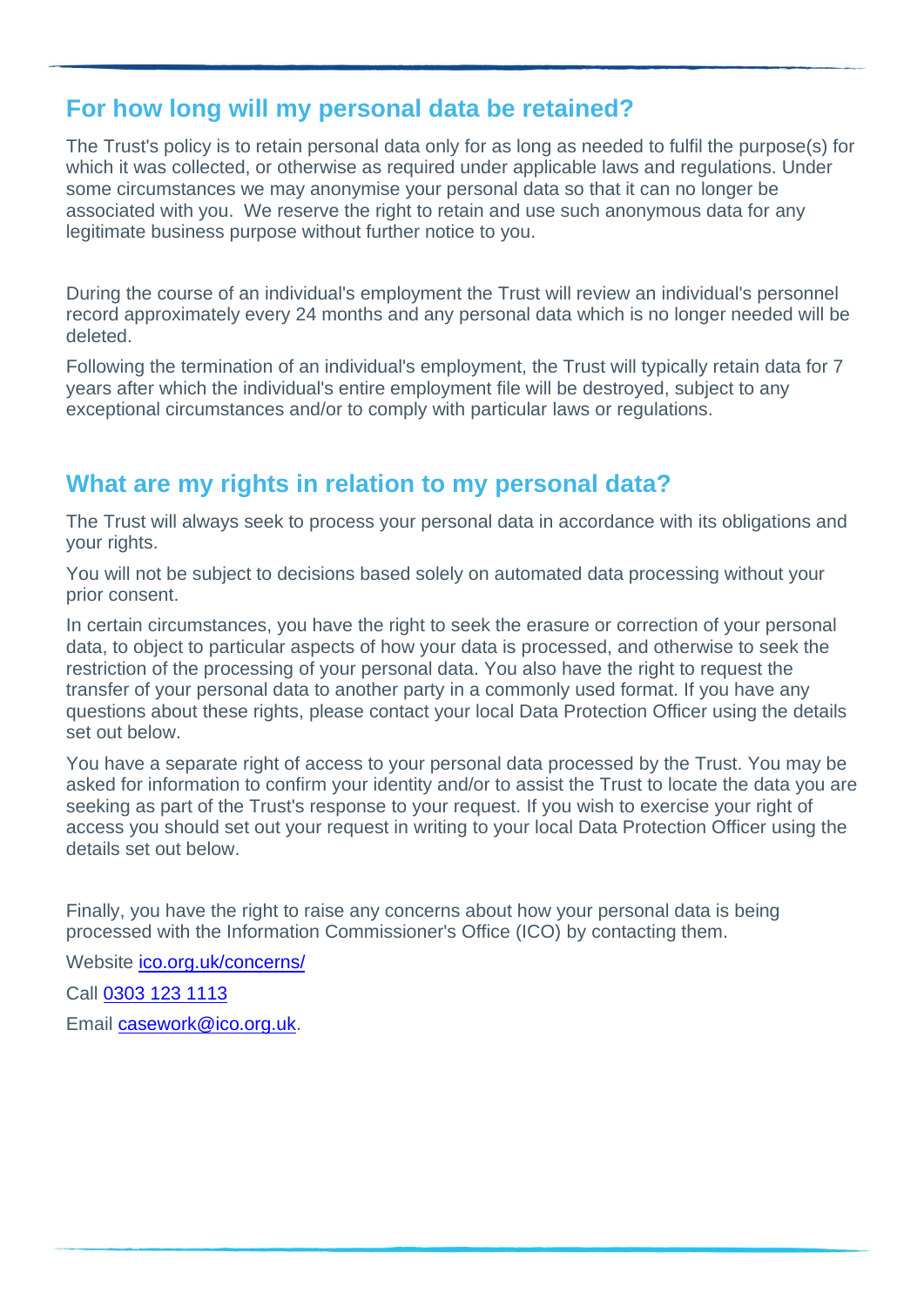## For how long will my personal data be retained?

The Trust's policy is to retain personal data only for as long as needed to fulfil the purpose(s) for which it was collected, or otherwise as required under applicable laws and regulations. Under some circumstances we may anonymise your personal data so that it can no longer be associated with you. We reserve the right to retain and use such anonymous data for any legitimate business purpose without further notice to you.

During the course of an individual's employment the Trust will review an individual's personnel record approximately every 24 months and any personal data which is no longer needed will be deleted.

Following the termination of an individual's employment, the Trust will typically retain data for 7 years after which the individual's entire employment file will be destroyed, subject to any exceptional circumstances and/or to comply with particular laws or regulations.

## What are my rights in relation to my personal data?

The Trust will always seek to process your personal data in accordance with its obligations and your rights.

You will not be subject to decisions based solely on automated data processing without your prior consent.

In certain circumstances, you have the right to seek the erasure or correction of your personal data, to object to particular aspects of how your data is processed, and otherwise to seek the restriction of the processing of your personal data. You also have the right to request the transfer of your personal data to another party in a commonly used format. If you have any questions about these rights, please contact your local Data Protection Officer using the details set out below.

You have a separate right of access to your personal data processed by the Trust. You may be asked for information to confirm your identity and/or to assist the Trust to locate the data you are seeking as part of the Trust's response to your request. If you wish to exercise your right of access you should set out your request in writing to your local Data Protection Officer using the details set out below.

Finally, you have the right to raise any concerns about how your personal data is being processed with the Information Commissioner's Office (ICO) by contacting them.

Website [ico.org.uk/concerns/](ico.org.uk/concerns/)

Call 0303 123 1113

Email casework@ico.org.uk.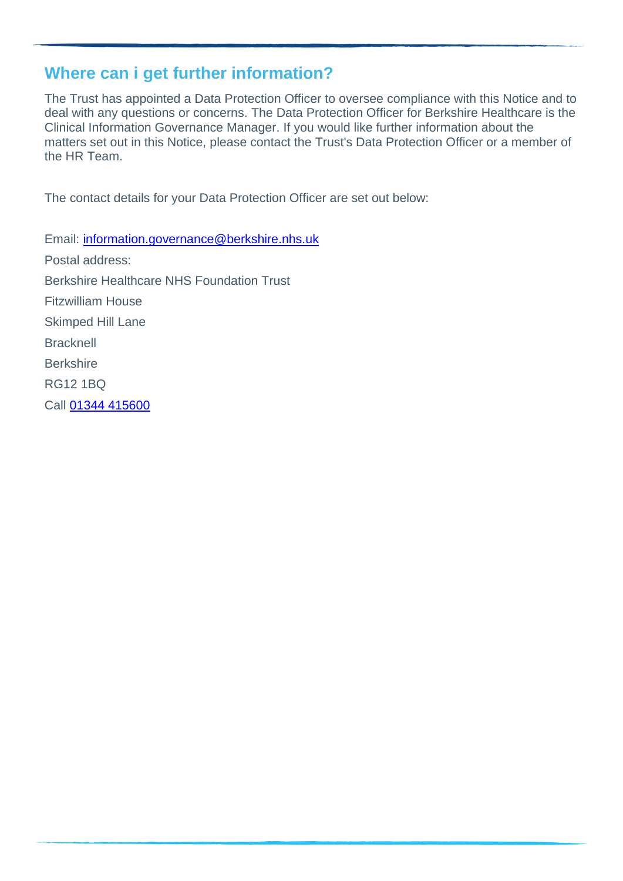## Where can i get further information?

The Trust has appointed a Data Protection Officer to oversee compliance with this Notice and to deal with any questions or concerns. The Data Protection Officer for Berkshire Healthcare is the Clinical Information Governance Manager. If you would like further information about the matters set out in this Notice, please contact the Trust's Data Protection Officer or a member of the HR Team.

The contact details for your Data Protection Officer are set out below:

Email: information.governance@berkshire.nhs.uk

Postal address:

Berkshire Healthcare NHS Foundation Trust

Fitzwilliam House

Skimped Hill Lane

Bracknell

Berkshire

RG12 1BQ

Call 01344 415600